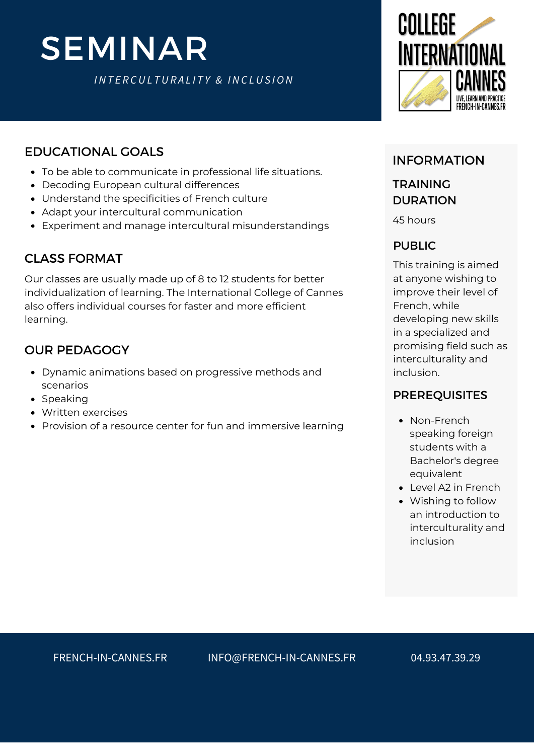# SEMINAR

*INTERCULTURALITY & INCLUSION*

COLLEGE INTERNATIONAL CANNES
LIVE, LEARN AND PRACTICE
FRENCH-IN-CANNES.FR

## EDUCATIONAL GOALS

- To be able to communicate in professional life situations.
- Decoding European cultural differences
- Understand the specificities of French culture
- Adapt your intercultural communication
- Experiment and manage intercultural misunderstandings

## CLASS FORMAT

Our classes are usually made up of 8 to 12 students for better individualization of learning. The International College of Cannes also offers individual courses for faster and more efficient learning.

## OUR PEDAGOGY

- Dynamic animations based on progressive methods and scenarios
- Speaking
- Written exercises
- Provision of a resource center for fun and immersive learning

## INFORMATION

### TRAINING DURATION

45 hours

### PUBLIC

This training is aimed at anyone wishing to improve their level of French, while developing new skills in a specialized and promising field such as interculturality and inclusion.

### PREREQUISITES

- Non-French speaking foreign students with a Bachelor's degree equivalent
- Level A2 in French
- Wishing to follow an introduction to interculturality and inclusion

FRENCH-IN-CANNES.FR INFO@FRENCH-IN-CANNES.FR 04.93.47.39.29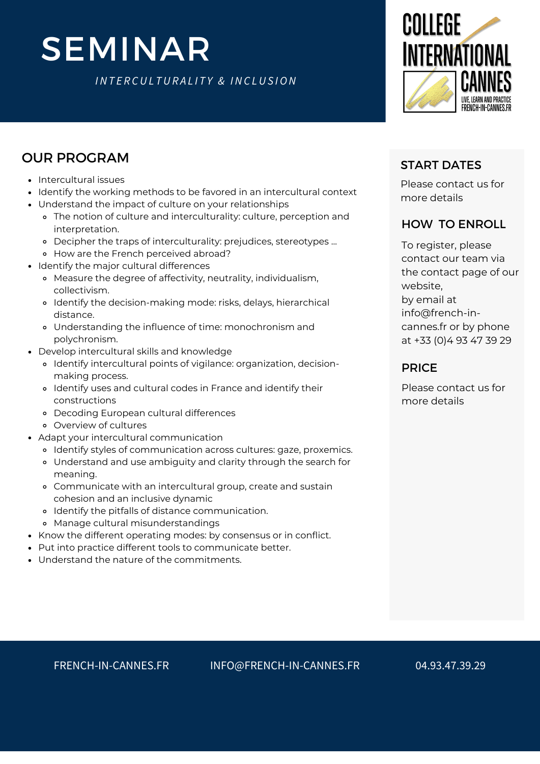# SEMINAR

*INTERCULTURALITY & INCLUSION*

COLLEGE INTERNATIONAL CANNES
LIVE, LEARN AND PRACTICE
FRENCH-IN-CANNES.FR

## OUR PROGRAM

- Intercultural issues
- Identify the working methods to be favored in an intercultural context
- Understand the impact of culture on your relationships
  - The notion of culture and interculturality: culture, perception and interpretation.
  - Decipher the traps of interculturality: prejudices, stereotypes ...
  - How are the French perceived abroad?
- Identify the major cultural differences
  - Measure the degree of affectivity, neutrality, individualism, collectivism.
  - Identify the decision-making mode: risks, delays, hierarchical distance.
  - Understanding the influence of time: monochronism and polychronism.
- Develop intercultural skills and knowledge
  - Identify intercultural points of vigilance: organization, decision-making process.
  - Identify uses and cultural codes in France and identify their constructions
  - Decoding European cultural differences
  - Overview of cultures
- Adapt your intercultural communication
  - Identify styles of communication across cultures: gaze, proxemics.
  - Understand and use ambiguity and clarity through the search for meaning.
  - Communicate with an intercultural group, create and sustain cohesion and an inclusive dynamic
  - Identify the pitfalls of distance communication.
  - Manage cultural misunderstandings
- Know the different operating modes: by consensus or in conflict.
- Put into practice different tools to communicate better.
- Understand the nature of the commitments.

## START DATES

Please contact us for more details

## HOW TO ENROLL

To register, please contact our team via the contact page of our website, by email at info@french-in-cannes.fr or by phone at +33 (0)4 93 47 39 29

## PRICE

Please contact us for more details

FRENCH-IN-CANNES.FR    INFO@FRENCH-IN-CANNES.FR    04.93.47.39.29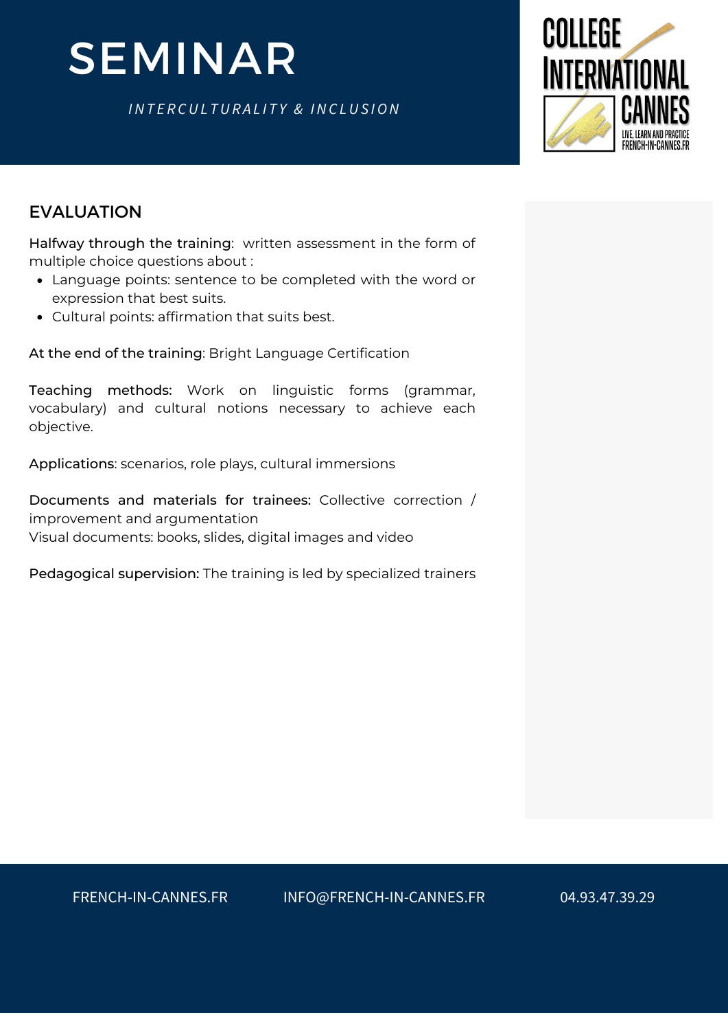# SEMINAR

*INTERCULTURALITY & INCLUSION*

## EVALUATION

**Halfway through the training**: written assessment in the form of multiple choice questions about :

- Language points: sentence to be completed with the word or expression that best suits.
- Cultural points: affirmation that suits best.

**At the end of the training**: Bright Language Certification

**Teaching methods:** Work on linguistic forms (grammar, vocabulary) and cultural notions necessary to achieve each objective.

**Applications**: scenarios, role plays, cultural immersions

**Documents and materials for trainees:** Collective correction / improvement and argumentation
Visual documents: books, slides, digital images and video

**Pedagogical supervision:** The training is led by specialized trainers

FRENCH-IN-CANNES.FR INFO@FRENCH-IN-CANNES.FR 04.93.47.39.29